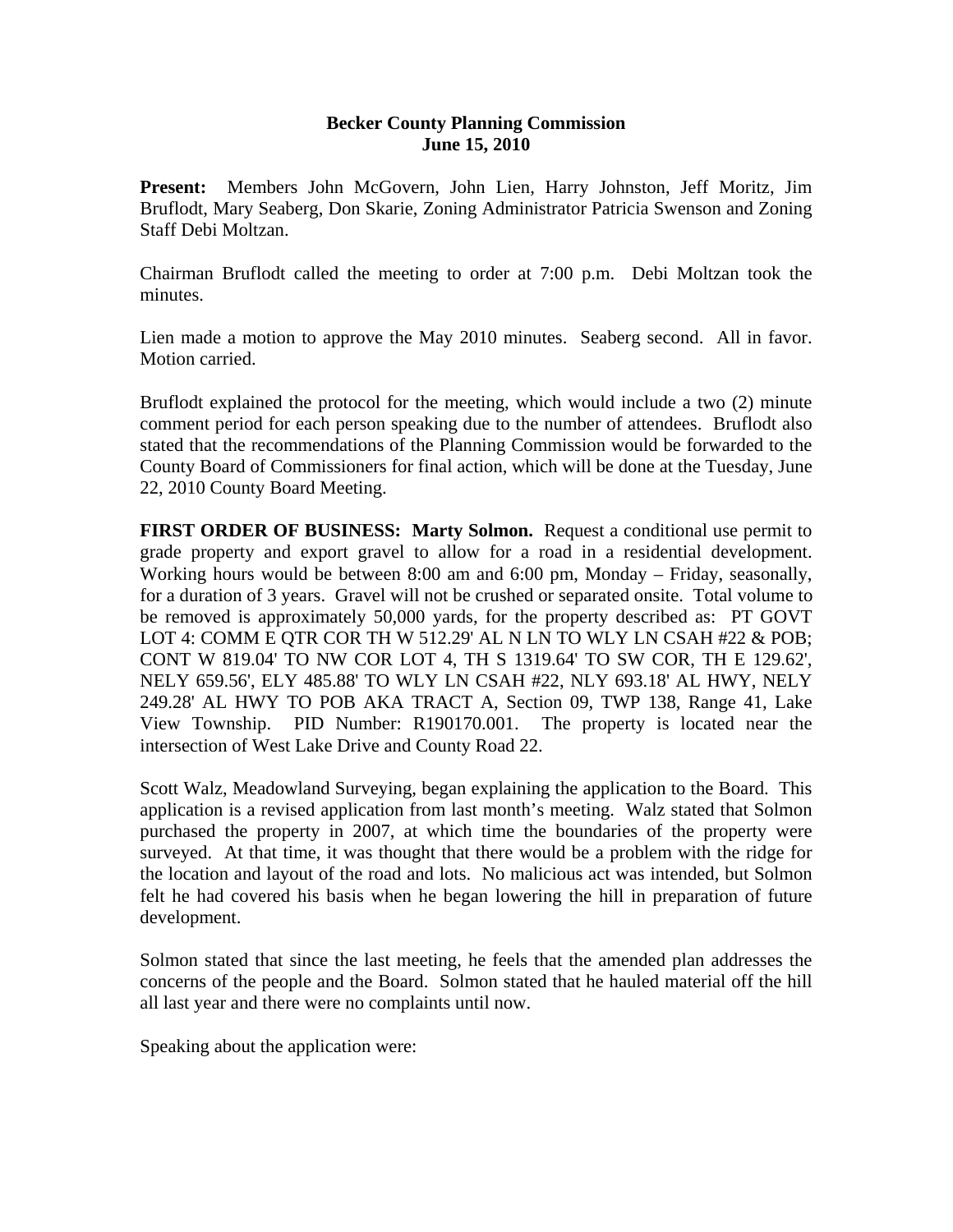# Becker County Planning Commission
## June 15, 2010

**Present:** Members John McGovern, John Lien, Harry Johnston, Jeff Moritz, Jim Bruflodt, Mary Seaberg, Don Skarie, Zoning Administrator Patricia Swenson and Zoning Staff Debi Moltzan.

Chairman Bruflodt called the meeting to order at 7:00 p.m. Debi Moltzan took the minutes.

Lien made a motion to approve the May 2010 minutes. Seaberg second. All in favor. Motion carried.

Bruflodt explained the protocol for the meeting, which would include a two (2) minute comment period for each person speaking due to the number of attendees. Bruflodt also stated that the recommendations of the Planning Commission would be forwarded to the County Board of Commissioners for final action, which will be done at the Tuesday, June 22, 2010 County Board Meeting.

**FIRST ORDER OF BUSINESS: Marty Solmon.** Request a conditional use permit to grade property and export gravel to allow for a road in a residential development. Working hours would be between 8:00 am and 6:00 pm, Monday – Friday, seasonally, for a duration of 3 years. Gravel will not be crushed or separated onsite. Total volume to be removed is approximately 50,000 yards, for the property described as: PT GOVT LOT 4: COMM E QTR COR TH W 512.29' AL N LN TO WLY LN CSAH #22 & POB; CONT W 819.04' TO NW COR LOT 4, TH S 1319.64' TO SW COR, TH E 129.62', NELY 659.56', ELY 485.88' TO WLY LN CSAH #22, NLY 693.18' AL HWY, NELY 249.28' AL HWY TO POB AKA TRACT A, Section 09, TWP 138, Range 41, Lake View Township. PID Number: R190170.001. The property is located near the intersection of West Lake Drive and County Road 22.

Scott Walz, Meadowland Surveying, began explaining the application to the Board. This application is a revised application from last month's meeting. Walz stated that Solmon purchased the property in 2007, at which time the boundaries of the property were surveyed. At that time, it was thought that there would be a problem with the ridge for the location and layout of the road and lots. No malicious act was intended, but Solmon felt he had covered his basis when he began lowering the hill in preparation of future development.

Solmon stated that since the last meeting, he feels that the amended plan addresses the concerns of the people and the Board. Solmon stated that he hauled material off the hill all last year and there were no complaints until now.

Speaking about the application were: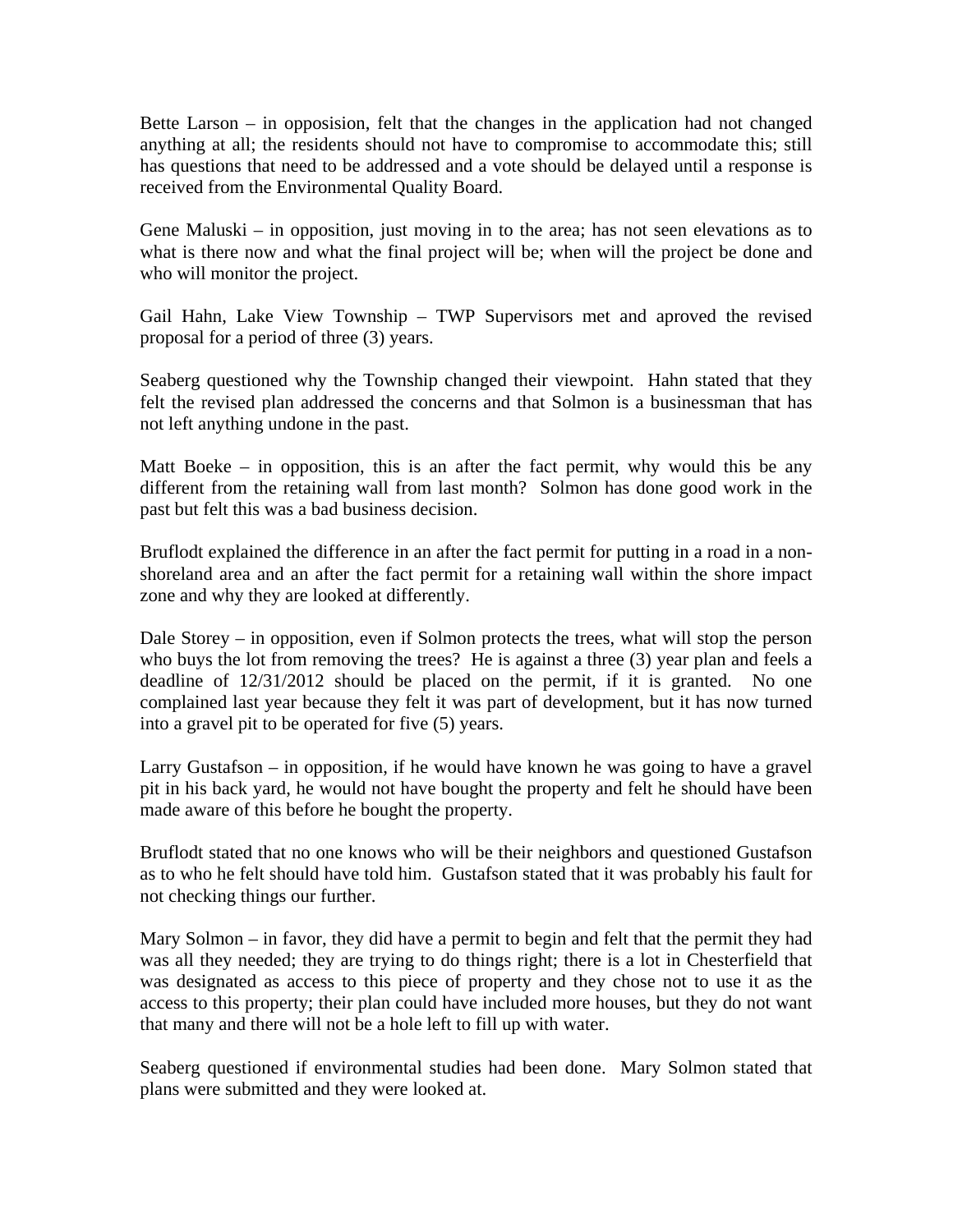Bette Larson – in opposision, felt that the changes in the application had not changed anything at all; the residents should not have to compromise to accommodate this; still has questions that need to be addressed and a vote should be delayed until a response is received from the Environmental Quality Board.

Gene Maluski – in opposition, just moving in to the area; has not seen elevations as to what is there now and what the final project will be; when will the project be done and who will monitor the project.

Gail Hahn, Lake View Township – TWP Supervisors met and aproved the revised proposal for a period of three (3) years.

Seaberg questioned why the Township changed their viewpoint. Hahn stated that they felt the revised plan addressed the concerns and that Solmon is a businessman that has not left anything undone in the past.

Matt Boeke – in opposition, this is an after the fact permit, why would this be any different from the retaining wall from last month? Solmon has done good work in the past but felt this was a bad business decision.

Bruflodt explained the difference in an after the fact permit for putting in a road in a non-shoreland area and an after the fact permit for a retaining wall within the shore impact zone and why they are looked at differently.

Dale Storey – in opposition, even if Solmon protects the trees, what will stop the person who buys the lot from removing the trees? He is against a three (3) year plan and feels a deadline of 12/31/2012 should be placed on the permit, if it is granted. No one complained last year because they felt it was part of development, but it has now turned into a gravel pit to be operated for five (5) years.

Larry Gustafson – in opposition, if he would have known he was going to have a gravel pit in his back yard, he would not have bought the property and felt he should have been made aware of this before he bought the property.

Bruflodt stated that no one knows who will be their neighbors and questioned Gustafson as to who he felt should have told him. Gustafson stated that it was probably his fault for not checking things our further.

Mary Solmon – in favor, they did have a permit to begin and felt that the permit they had was all they needed; they are trying to do things right; there is a lot in Chesterfield that was designated as access to this piece of property and they chose not to use it as the access to this property; their plan could have included more houses, but they do not want that many and there will not be a hole left to fill up with water.

Seaberg questioned if environmental studies had been done. Mary Solmon stated that plans were submitted and they were looked at.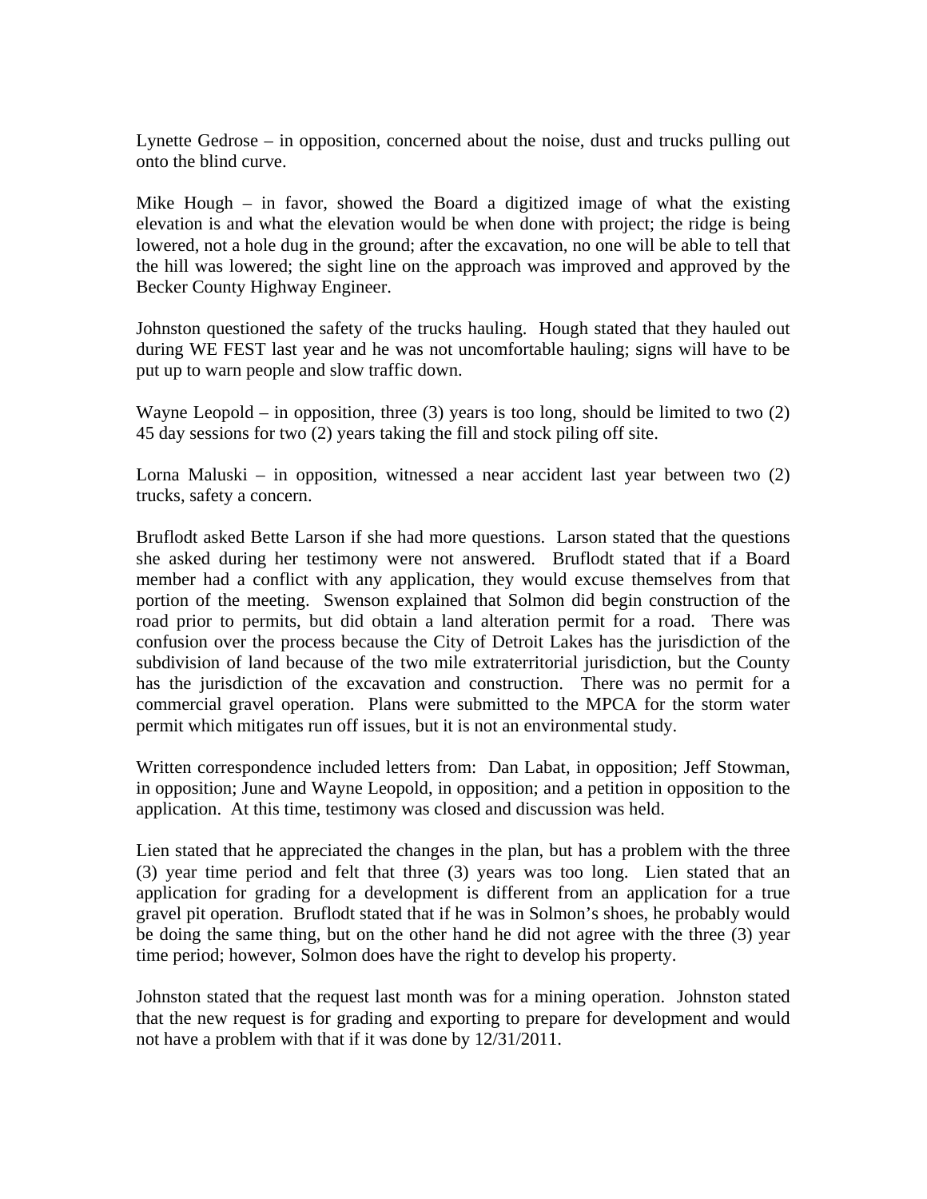Lynette Gedrose – in opposition, concerned about the noise, dust and trucks pulling out onto the blind curve.

Mike Hough – in favor, showed the Board a digitized image of what the existing elevation is and what the elevation would be when done with project; the ridge is being lowered, not a hole dug in the ground; after the excavation, no one will be able to tell that the hill was lowered; the sight line on the approach was improved and approved by the Becker County Highway Engineer.

Johnston questioned the safety of the trucks hauling. Hough stated that they hauled out during WE FEST last year and he was not uncomfortable hauling; signs will have to be put up to warn people and slow traffic down.

Wayne Leopold – in opposition, three (3) years is too long, should be limited to two (2) 45 day sessions for two (2) years taking the fill and stock piling off site.

Lorna Maluski – in opposition, witnessed a near accident last year between two (2) trucks, safety a concern.

Bruflodt asked Bette Larson if she had more questions. Larson stated that the questions she asked during her testimony were not answered. Bruflodt stated that if a Board member had a conflict with any application, they would excuse themselves from that portion of the meeting. Swenson explained that Solmon did begin construction of the road prior to permits, but did obtain a land alteration permit for a road. There was confusion over the process because the City of Detroit Lakes has the jurisdiction of the subdivision of land because of the two mile extraterritorial jurisdiction, but the County has the jurisdiction of the excavation and construction. There was no permit for a commercial gravel operation. Plans were submitted to the MPCA for the storm water permit which mitigates run off issues, but it is not an environmental study.

Written correspondence included letters from: Dan Labat, in opposition; Jeff Stowman, in opposition; June and Wayne Leopold, in opposition; and a petition in opposition to the application. At this time, testimony was closed and discussion was held.

Lien stated that he appreciated the changes in the plan, but has a problem with the three (3) year time period and felt that three (3) years was too long. Lien stated that an application for grading for a development is different from an application for a true gravel pit operation. Bruflodt stated that if he was in Solmon's shoes, he probably would be doing the same thing, but on the other hand he did not agree with the three (3) year time period; however, Solmon does have the right to develop his property.

Johnston stated that the request last month was for a mining operation. Johnston stated that the new request is for grading and exporting to prepare for development and would not have a problem with that if it was done by 12/31/2011.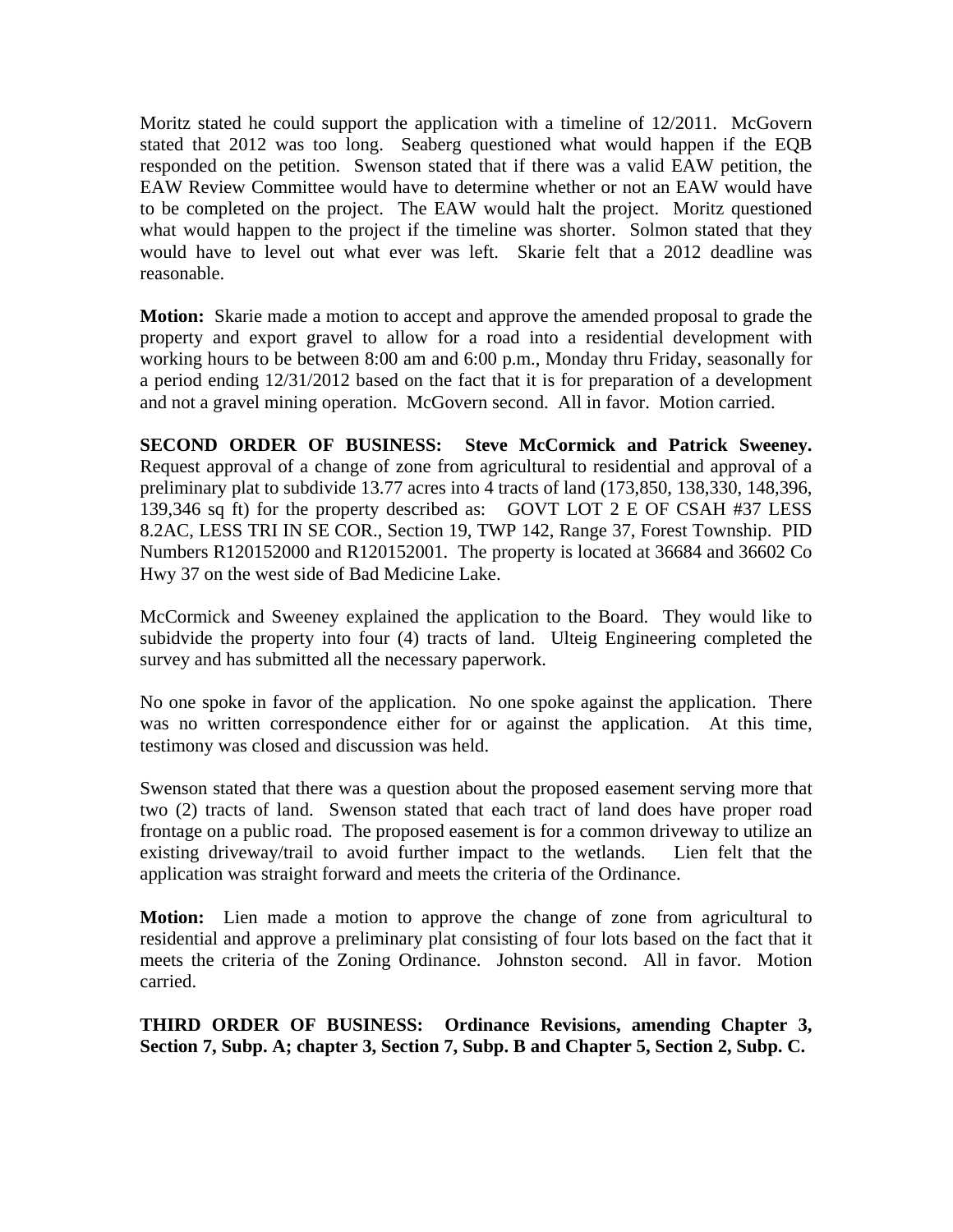Moritz stated he could support the application with a timeline of 12/2011. McGovern stated that 2012 was too long. Seaberg questioned what would happen if the EQB responded on the petition. Swenson stated that if there was a valid EAW petition, the EAW Review Committee would have to determine whether or not an EAW would have to be completed on the project. The EAW would halt the project. Moritz questioned what would happen to the project if the timeline was shorter. Solmon stated that they would have to level out what ever was left. Skarie felt that a 2012 deadline was reasonable.

**Motion:** Skarie made a motion to accept and approve the amended proposal to grade the property and export gravel to allow for a road into a residential development with working hours to be between 8:00 am and 6:00 p.m., Monday thru Friday, seasonally for a period ending 12/31/2012 based on the fact that it is for preparation of a development and not a gravel mining operation. McGovern second. All in favor. Motion carried.

**SECOND ORDER OF BUSINESS: Steve McCormick and Patrick Sweeney.** Request approval of a change of zone from agricultural to residential and approval of a preliminary plat to subdivide 13.77 acres into 4 tracts of land (173,850, 138,330, 148,396, 139,346 sq ft) for the property described as: GOVT LOT 2 E OF CSAH #37 LESS 8.2AC, LESS TRI IN SE COR., Section 19, TWP 142, Range 37, Forest Township. PID Numbers R120152000 and R120152001. The property is located at 36684 and 36602 Co Hwy 37 on the west side of Bad Medicine Lake.

McCormick and Sweeney explained the application to the Board. They would like to subidvide the property into four (4) tracts of land. Ulteig Engineering completed the survey and has submitted all the necessary paperwork.

No one spoke in favor of the application. No one spoke against the application. There was no written correspondence either for or against the application. At this time, testimony was closed and discussion was held.

Swenson stated that there was a question about the proposed easement serving more that two (2) tracts of land. Swenson stated that each tract of land does have proper road frontage on a public road. The proposed easement is for a common driveway to utilize an existing driveway/trail to avoid further impact to the wetlands. Lien felt that the application was straight forward and meets the criteria of the Ordinance.

**Motion:** Lien made a motion to approve the change of zone from agricultural to residential and approve a preliminary plat consisting of four lots based on the fact that it meets the criteria of the Zoning Ordinance. Johnston second. All in favor. Motion carried.

**THIRD ORDER OF BUSINESS: Ordinance Revisions, amending Chapter 3, Section 7, Subp. A; chapter 3, Section 7, Subp. B and Chapter 5, Section 2, Subp. C.**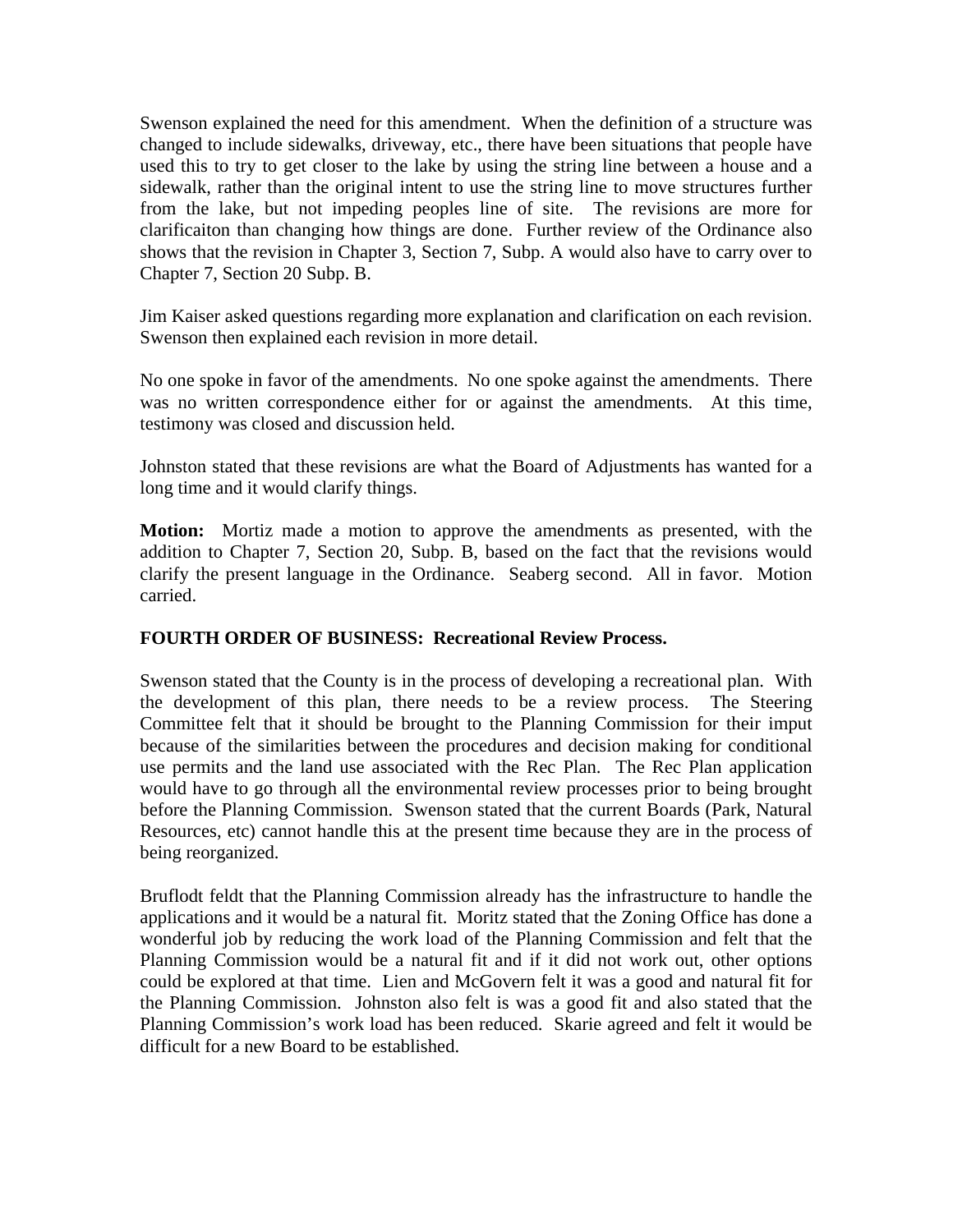Swenson explained the need for this amendment. When the definition of a structure was changed to include sidewalks, driveway, etc., there have been situations that people have used this to try to get closer to the lake by using the string line between a house and a sidewalk, rather than the original intent to use the string line to move structures further from the lake, but not impeding peoples line of site. The revisions are more for clarificaiton than changing how things are done. Further review of the Ordinance also shows that the revision in Chapter 3, Section 7, Subp. A would also have to carry over to Chapter 7, Section 20 Subp. B.

Jim Kaiser asked questions regarding more explanation and clarification on each revision. Swenson then explained each revision in more detail.

No one spoke in favor of the amendments. No one spoke against the amendments. There was no written correspondence either for or against the amendments. At this time, testimony was closed and discussion held.

Johnston stated that these revisions are what the Board of Adjustments has wanted for a long time and it would clarify things.

**Motion:** Mortiz made a motion to approve the amendments as presented, with the addition to Chapter 7, Section 20, Subp. B, based on the fact that the revisions would clarify the present language in the Ordinance. Seaberg second. All in favor. Motion carried.

**FOURTH ORDER OF BUSINESS: Recreational Review Process.**

Swenson stated that the County is in the process of developing a recreational plan. With the development of this plan, there needs to be a review process. The Steering Committee felt that it should be brought to the Planning Commission for their imput because of the similarities between the procedures and decision making for conditional use permits and the land use associated with the Rec Plan. The Rec Plan application would have to go through all the environmental review processes prior to being brought before the Planning Commission. Swenson stated that the current Boards (Park, Natural Resources, etc) cannot handle this at the present time because they are in the process of being reorganized.

Bruflodt feldt that the Planning Commission already has the infrastructure to handle the applications and it would be a natural fit. Moritz stated that the Zoning Office has done a wonderful job by reducing the work load of the Planning Commission and felt that the Planning Commission would be a natural fit and if it did not work out, other options could be explored at that time. Lien and McGovern felt it was a good and natural fit for the Planning Commission. Johnston also felt is was a good fit and also stated that the Planning Commission's work load has been reduced. Skarie agreed and felt it would be difficult for a new Board to be established.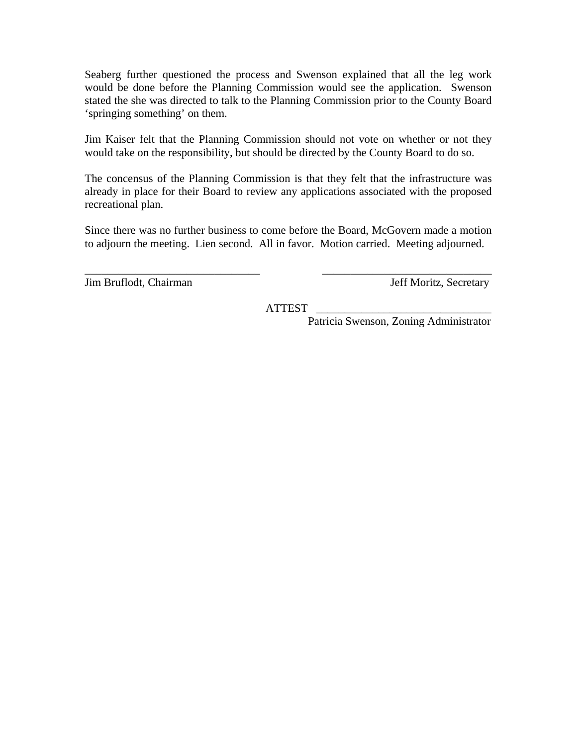Seaberg further questioned the process and Swenson explained that all the leg work would be done before the Planning Commission would see the application. Swenson stated the she was directed to talk to the Planning Commission prior to the County Board 'springing something' on them.

Jim Kaiser felt that the Planning Commission should not vote on whether or not they would take on the responsibility, but should be directed by the County Board to do so.

The concensus of the Planning Commission is that they felt that the infrastructure was already in place for their Board to review any applications associated with the proposed recreational plan.

Since there was no further business to come before the Board, McGovern made a motion to adjourn the meeting. Lien second. All in favor. Motion carried. Meeting adjourned.

_______________________________ _______________________________
Jim Bruflodt, Chairman Jeff Moritz, Secretary

ATTEST _______________________________
Patricia Swenson, Zoning Administrator